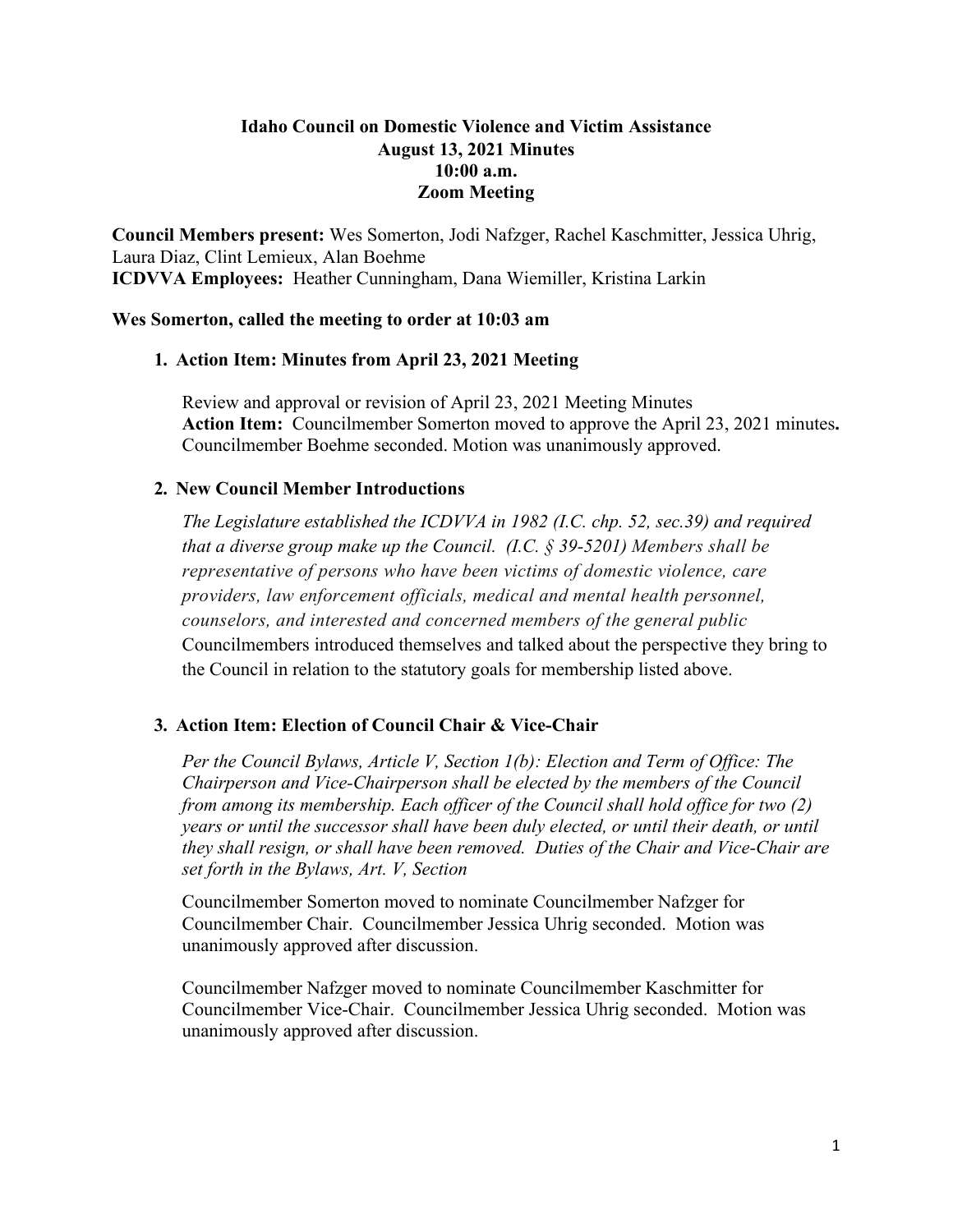# Idaho Council on Domestic Violence and Victim Assistance
## August 13, 2021 Minutes
## 10:00 a.m.
## Zoom Meeting

**Council Members present:** Wes Somerton, Jodi Nafzger, Rachel Kaschmitter, Jessica Uhrig, Laura Diaz, Clint Lemieux, Alan Boehme
**ICDVVA Employees:** Heather Cunningham, Dana Wiemiller, Kristina Larkin

**Wes Somerton, called the meeting to order at 10:03 am**

1. **Action Item: Minutes from April 23, 2021 Meeting**

   Review and approval or revision of April 23, 2021 Meeting Minutes
   **Action Item:** Councilmember Somerton moved to approve the April 23, 2021 minutes**.** Councilmember Boehme seconded. Motion was unanimously approved.

2. **New Council Member Introductions**

   *The Legislature established the ICDVVA in 1982 (I.C. chp. 52, sec.39) and required that a diverse group make up the Council. (I.C. § 39-5201) Members shall be representative of persons who have been victims of domestic violence, care providers, law enforcement officials, medical and mental health personnel, counselors, and interested and concerned members of the general public*
   Councilmembers introduced themselves and talked about the perspective they bring to the Council in relation to the statutory goals for membership listed above.

3. **Action Item: Election of Council Chair & Vice-Chair**

   *Per the Council Bylaws, Article V, Section 1(b): Election and Term of Office: The Chairperson and Vice-Chairperson shall be elected by the members of the Council from among its membership. Each officer of the Council shall hold office for two (2) years or until the successor shall have been duly elected, or until their death, or until they shall resign, or shall have been removed. Duties of the Chair and Vice-Chair are set forth in the Bylaws, Art. V, Section*

   Councilmember Somerton moved to nominate Councilmember Nafzger for Councilmember Chair. Councilmember Jessica Uhrig seconded. Motion was unanimously approved after discussion.

   Councilmember Nafzger moved to nominate Councilmember Kaschmitter for Councilmember Vice-Chair. Councilmember Jessica Uhrig seconded. Motion was unanimously approved after discussion.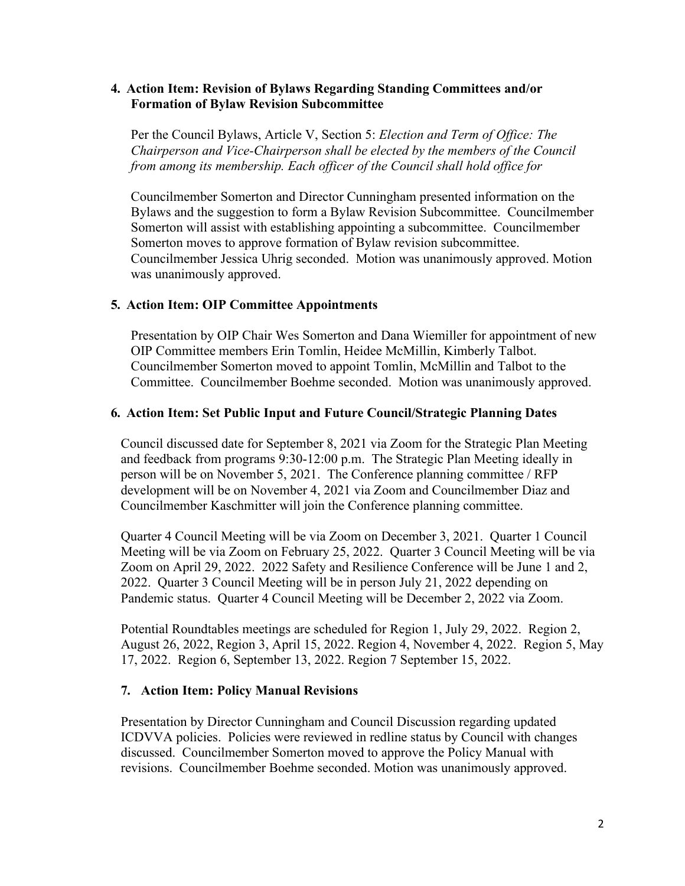## 4. Action Item: Revision of Bylaws Regarding Standing Committees and/or Formation of Bylaw Revision Subcommittee

Per the Council Bylaws, Article V, Section 5: *Election and Term of Office: The Chairperson and Vice-Chairperson shall be elected by the members of the Council from among its membership. Each officer of the Council shall hold office for*

Councilmember Somerton and Director Cunningham presented information on the Bylaws and the suggestion to form a Bylaw Revision Subcommittee. Councilmember Somerton will assist with establishing appointing a subcommittee. Councilmember Somerton moves to approve formation of Bylaw revision subcommittee. Councilmember Jessica Uhrig seconded. Motion was unanimously approved. Motion was unanimously approved.

## 5. Action Item: OIP Committee Appointments

Presentation by OIP Chair Wes Somerton and Dana Wiemiller for appointment of new OIP Committee members Erin Tomlin, Heidee McMillin, Kimberly Talbot. Councilmember Somerton moved to appoint Tomlin, McMillin and Talbot to the Committee. Councilmember Boehme seconded. Motion was unanimously approved.

## 6. Action Item: Set Public Input and Future Council/Strategic Planning Dates

Council discussed date for September 8, 2021 via Zoom for the Strategic Plan Meeting and feedback from programs 9:30-12:00 p.m. The Strategic Plan Meeting ideally in person will be on November 5, 2021. The Conference planning committee / RFP development will be on November 4, 2021 via Zoom and Councilmember Diaz and Councilmember Kaschmitter will join the Conference planning committee.

Quarter 4 Council Meeting will be via Zoom on December 3, 2021. Quarter 1 Council Meeting will be via Zoom on February 25, 2022. Quarter 3 Council Meeting will be via Zoom on April 29, 2022. 2022 Safety and Resilience Conference will be June 1 and 2, 2022. Quarter 3 Council Meeting will be in person July 21, 2022 depending on Pandemic status. Quarter 4 Council Meeting will be December 2, 2022 via Zoom.

Potential Roundtables meetings are scheduled for Region 1, July 29, 2022. Region 2, August 26, 2022, Region 3, April 15, 2022. Region 4, November 4, 2022. Region 5, May 17, 2022. Region 6, September 13, 2022. Region 7 September 15, 2022.

## 7. Action Item: Policy Manual Revisions

Presentation by Director Cunningham and Council Discussion regarding updated ICDVVA policies. Policies were reviewed in redline status by Council with changes discussed. Councilmember Somerton moved to approve the Policy Manual with revisions. Councilmember Boehme seconded. Motion was unanimously approved.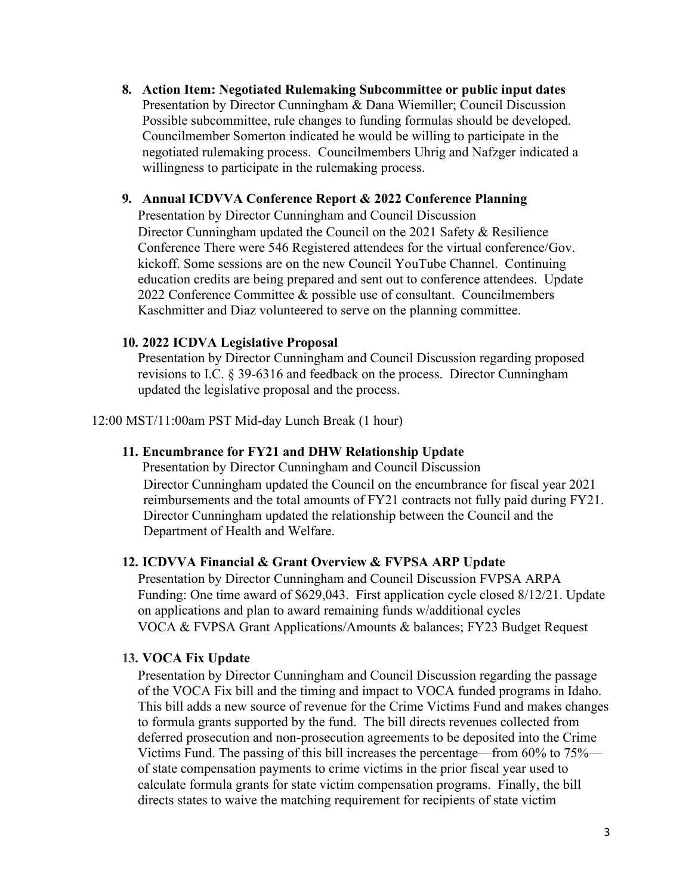8. **Action Item: Negotiated Rulemaking Subcommittee or public input dates**
   Presentation by Director Cunningham & Dana Wiemiller; Council Discussion
   Possible subcommittee, rule changes to funding formulas should be developed. Councilmember Somerton indicated he would be willing to participate in the negotiated rulemaking process. Councilmembers Uhrig and Nafzger indicated a willingness to participate in the rulemaking process.

9. **Annual ICDVVA Conference Report & 2022 Conference Planning**
   Presentation by Director Cunningham and Council Discussion
   Director Cunningham updated the Council on the 2021 Safety & Resilience Conference There were 546 Registered attendees for the virtual conference/Gov. kickoff. Some sessions are on the new Council YouTube Channel. Continuing education credits are being prepared and sent out to conference attendees. Update 2022 Conference Committee & possible use of consultant. Councilmembers Kaschmitter and Diaz volunteered to serve on the planning committee.

10. **2022 ICDVA Legislative Proposal**
    Presentation by Director Cunningham and Council Discussion regarding proposed revisions to I.C. § 39-6316 and feedback on the process. Director Cunningham updated the legislative proposal and the process.

12:00 MST/11:00am PST Mid-day Lunch Break (1 hour)

11. **Encumbrance for FY21 and DHW Relationship Update**
    Presentation by Director Cunningham and Council Discussion
    Director Cunningham updated the Council on the encumbrance for fiscal year 2021 reimbursements and the total amounts of FY21 contracts not fully paid during FY21. Director Cunningham updated the relationship between the Council and the Department of Health and Welfare.

12. **ICDVVA Financial & Grant Overview & FVPSA ARP Update**
    Presentation by Director Cunningham and Council Discussion FVPSA ARPA Funding: One time award of $629,043. First application cycle closed 8/12/21. Update on applications and plan to award remaining funds w/additional cycles
    VOCA & FVPSA Grant Applications/Amounts & balances; FY23 Budget Request

13. **VOCA Fix Update**
    Presentation by Director Cunningham and Council Discussion regarding the passage of the VOCA Fix bill and the timing and impact to VOCA funded programs in Idaho. This bill adds a new source of revenue for the Crime Victims Fund and makes changes to formula grants supported by the fund. The bill directs revenues collected from deferred prosecution and non-prosecution agreements to be deposited into the Crime Victims Fund. The passing of this bill increases the percentage—from 60% to 75%—of state compensation payments to crime victims in the prior fiscal year used to calculate formula grants for state victim compensation programs. Finally, the bill directs states to waive the matching requirement for recipients of state victim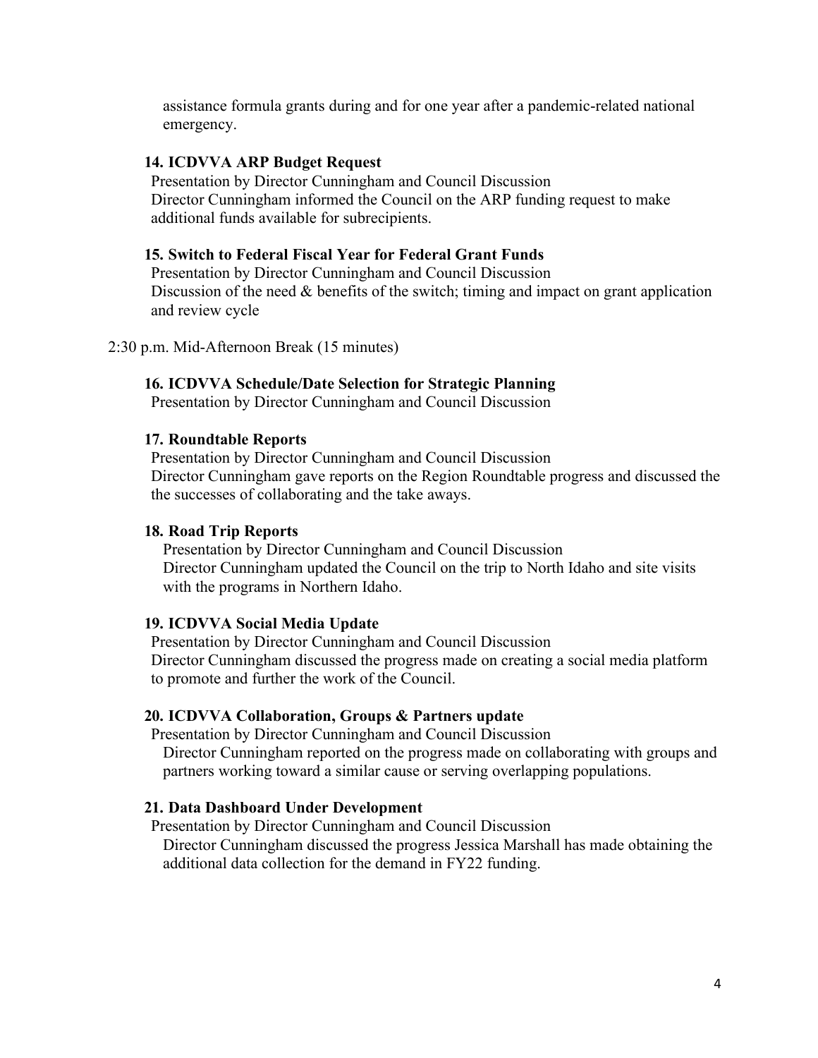assistance formula grants during and for one year after a pandemic-related national emergency.

**14. ICDVVA ARP Budget Request**

Presentation by Director Cunningham and Council Discussion
Director Cunningham informed the Council on the ARP funding request to make additional funds available for subrecipients.

**15. Switch to Federal Fiscal Year for Federal Grant Funds**

Presentation by Director Cunningham and Council Discussion
Discussion of the need & benefits of the switch; timing and impact on grant application and review cycle

2:30 p.m. Mid-Afternoon Break (15 minutes)

**16. ICDVVA Schedule/Date Selection for Strategic Planning**

Presentation by Director Cunningham and Council Discussion

**17. Roundtable Reports**

Presentation by Director Cunningham and Council Discussion
Director Cunningham gave reports on the Region Roundtable progress and discussed the the successes of collaborating and the take aways.

**18. Road Trip Reports**

Presentation by Director Cunningham and Council Discussion
Director Cunningham updated the Council on the trip to North Idaho and site visits with the programs in Northern Idaho.

**19. ICDVVA Social Media Update**

Presentation by Director Cunningham and Council Discussion
Director Cunningham discussed the progress made on creating a social media platform to promote and further the work of the Council.

**20. ICDVVA Collaboration, Groups & Partners update**

Presentation by Director Cunningham and Council Discussion
Director Cunningham reported on the progress made on collaborating with groups and partners working toward a similar cause or serving overlapping populations.

**21. Data Dashboard Under Development**

Presentation by Director Cunningham and Council Discussion
Director Cunningham discussed the progress Jessica Marshall has made obtaining the additional data collection for the demand in FY22 funding.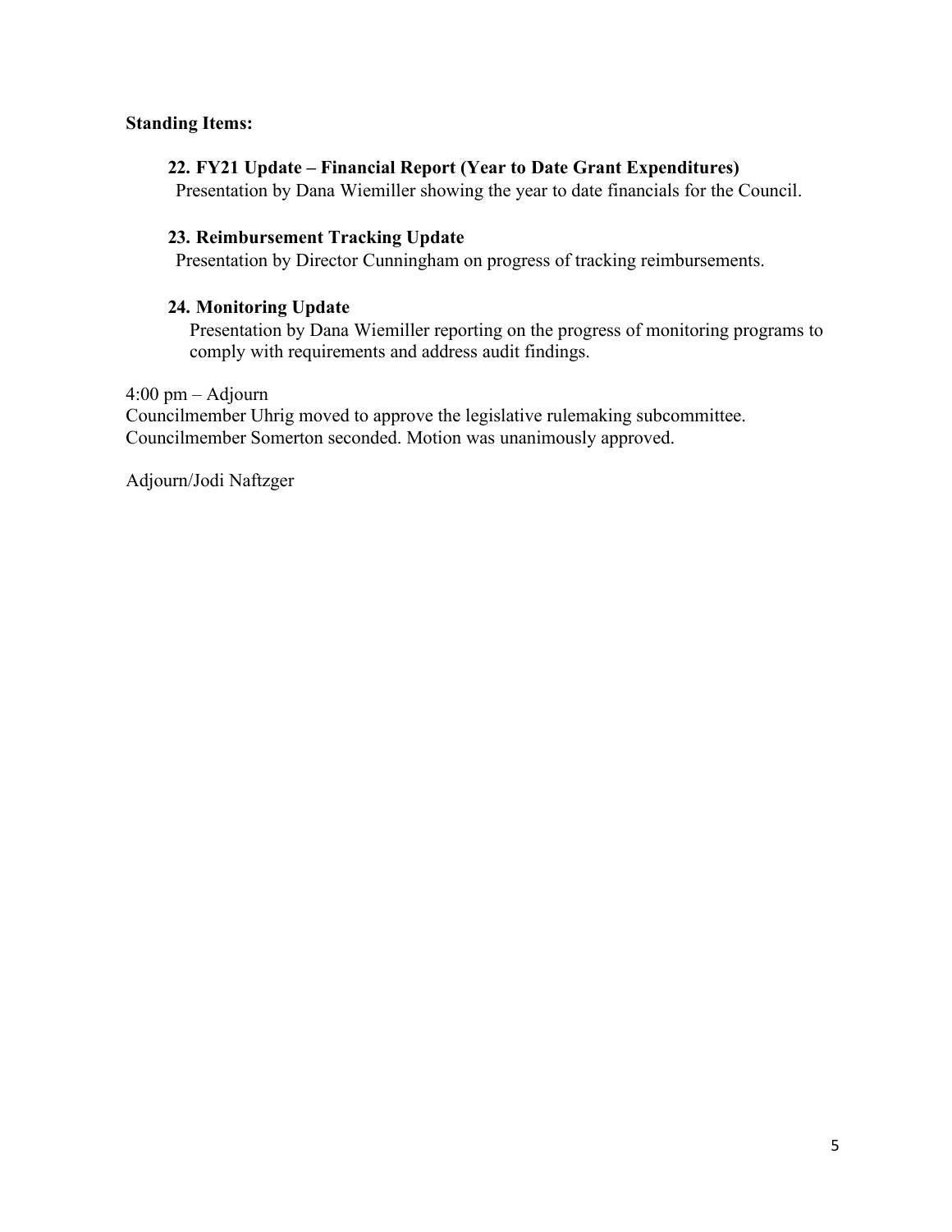**Standing Items:**

**22. FY21 Update – Financial Report (Year to Date Grant Expenditures)**
Presentation by Dana Wiemiller showing the year to date financials for the Council.

**23. Reimbursement Tracking Update**
Presentation by Director Cunningham on progress of tracking reimbursements.

**24. Monitoring Update**
Presentation by Dana Wiemiller reporting on the progress of monitoring programs to comply with requirements and address audit findings.

4:00 pm – Adjourn
Councilmember Uhrig moved to approve the legislative rulemaking subcommittee. Councilmember Somerton seconded. Motion was unanimously approved.

Adjourn/Jodi Naftzger